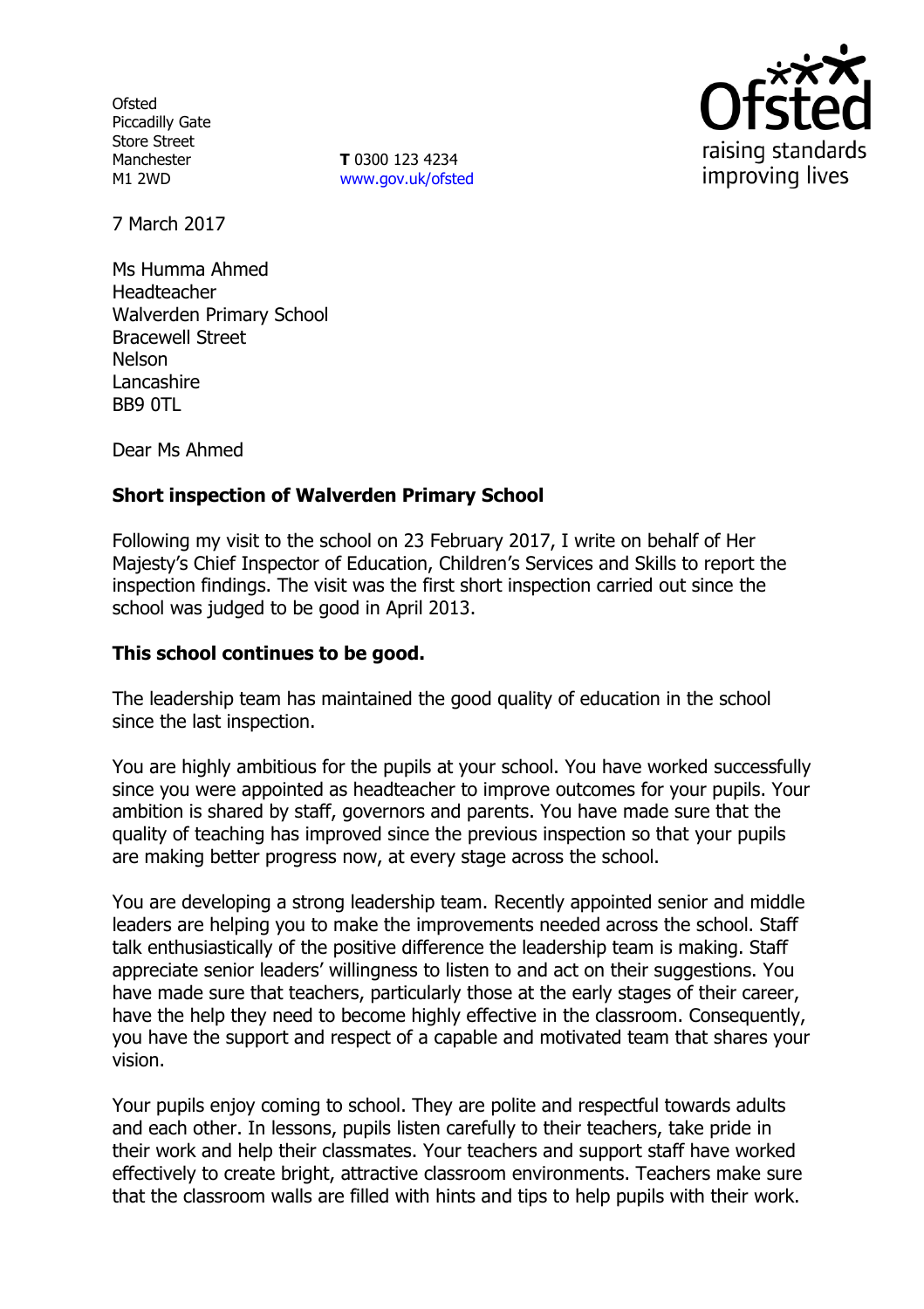Ofsted
Piccadilly Gate
Store Street
Manchester
M1 2WD

**T** 0300 123 4234
www.gov.uk/ofsted

7 March 2017

Ms Humma Ahmed
Headteacher
Walverden Primary School
Bracewell Street
Nelson
Lancashire
BB9 0TL

Dear Ms Ahmed

**Short inspection of Walverden Primary School**

Following my visit to the school on 23 February 2017, I write on behalf of Her Majesty's Chief Inspector of Education, Children's Services and Skills to report the inspection findings. The visit was the first short inspection carried out since the school was judged to be good in April 2013.

**This school continues to be good.**

The leadership team has maintained the good quality of education in the school since the last inspection.

You are highly ambitious for the pupils at your school. You have worked successfully since you were appointed as headteacher to improve outcomes for your pupils. Your ambition is shared by staff, governors and parents. You have made sure that the quality of teaching has improved since the previous inspection so that your pupils are making better progress now, at every stage across the school.

You are developing a strong leadership team. Recently appointed senior and middle leaders are helping you to make the improvements needed across the school. Staff talk enthusiastically of the positive difference the leadership team is making. Staff appreciate senior leaders' willingness to listen to and act on their suggestions. You have made sure that teachers, particularly those at the early stages of their career, have the help they need to become highly effective in the classroom. Consequently, you have the support and respect of a capable and motivated team that shares your vision.

Your pupils enjoy coming to school. They are polite and respectful towards adults and each other. In lessons, pupils listen carefully to their teachers, take pride in their work and help their classmates. Your teachers and support staff have worked effectively to create bright, attractive classroom environments. Teachers make sure that the classroom walls are filled with hints and tips to help pupils with their work.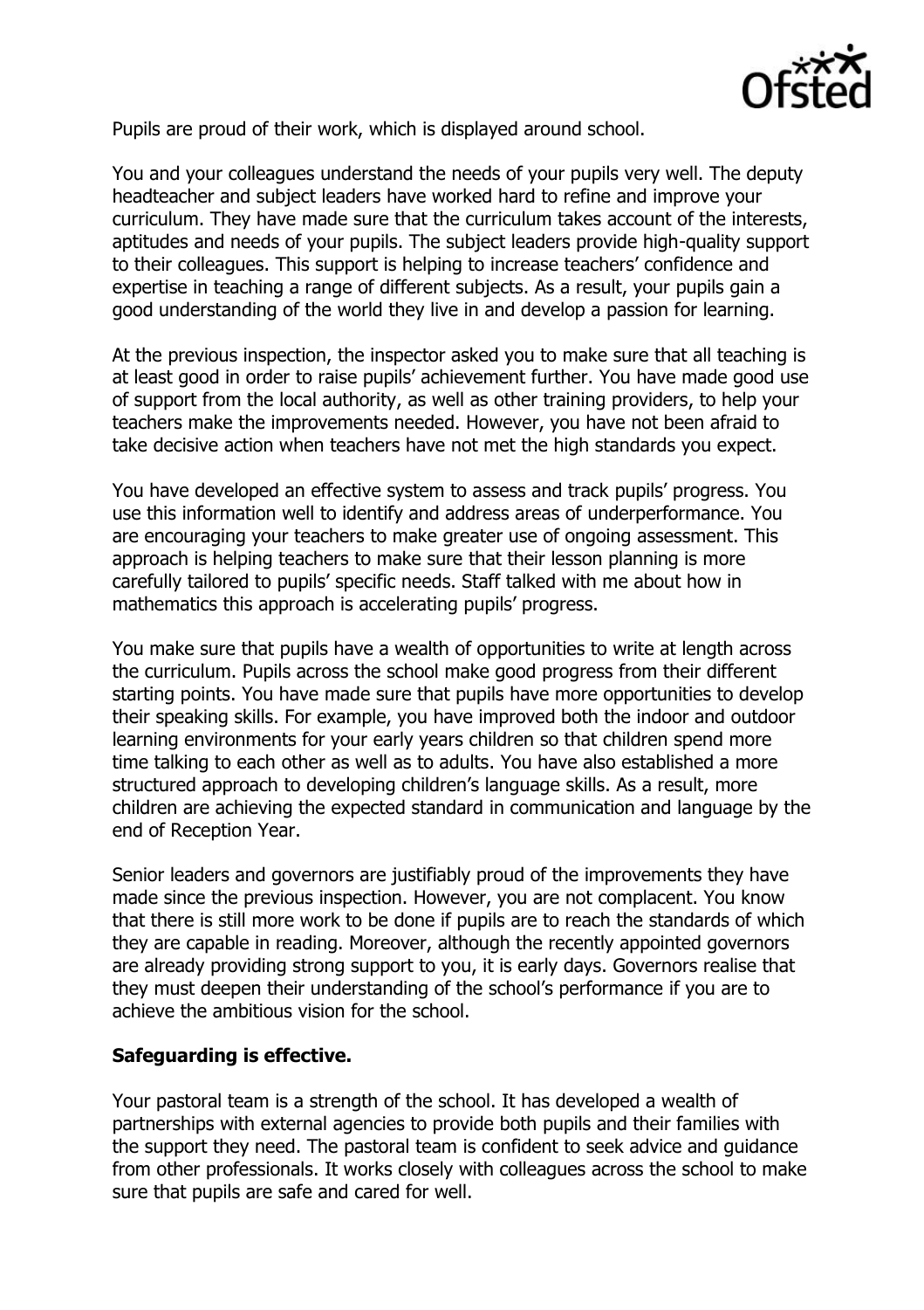Pupils are proud of their work, which is displayed around school.

You and your colleagues understand the needs of your pupils very well. The deputy headteacher and subject leaders have worked hard to refine and improve your curriculum. They have made sure that the curriculum takes account of the interests, aptitudes and needs of your pupils. The subject leaders provide high-quality support to their colleagues. This support is helping to increase teachers' confidence and expertise in teaching a range of different subjects. As a result, your pupils gain a good understanding of the world they live in and develop a passion for learning.

At the previous inspection, the inspector asked you to make sure that all teaching is at least good in order to raise pupils' achievement further. You have made good use of support from the local authority, as well as other training providers, to help your teachers make the improvements needed. However, you have not been afraid to take decisive action when teachers have not met the high standards you expect.

You have developed an effective system to assess and track pupils' progress. You use this information well to identify and address areas of underperformance. You are encouraging your teachers to make greater use of ongoing assessment. This approach is helping teachers to make sure that their lesson planning is more carefully tailored to pupils' specific needs. Staff talked with me about how in mathematics this approach is accelerating pupils' progress.

You make sure that pupils have a wealth of opportunities to write at length across the curriculum. Pupils across the school make good progress from their different starting points. You have made sure that pupils have more opportunities to develop their speaking skills. For example, you have improved both the indoor and outdoor learning environments for your early years children so that children spend more time talking to each other as well as to adults. You have also established a more structured approach to developing children's language skills. As a result, more children are achieving the expected standard in communication and language by the end of Reception Year.

Senior leaders and governors are justifiably proud of the improvements they have made since the previous inspection. However, you are not complacent. You know that there is still more work to be done if pupils are to reach the standards of which they are capable in reading. Moreover, although the recently appointed governors are already providing strong support to you, it is early days. Governors realise that they must deepen their understanding of the school's performance if you are to achieve the ambitious vision for the school.

**Safeguarding is effective.**

Your pastoral team is a strength of the school. It has developed a wealth of partnerships with external agencies to provide both pupils and their families with the support they need. The pastoral team is confident to seek advice and guidance from other professionals. It works closely with colleagues across the school to make sure that pupils are safe and cared for well.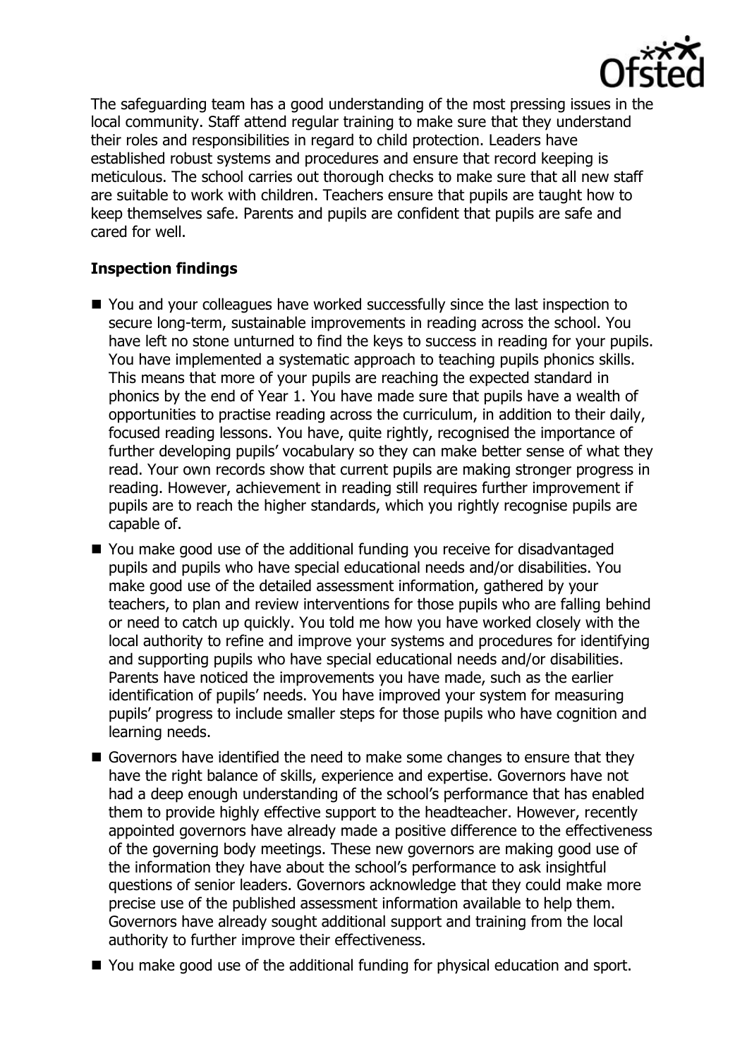The safeguarding team has a good understanding of the most pressing issues in the local community. Staff attend regular training to make sure that they understand their roles and responsibilities in regard to child protection. Leaders have established robust systems and procedures and ensure that record keeping is meticulous. The school carries out thorough checks to make sure that all new staff are suitable to work with children. Teachers ensure that pupils are taught how to keep themselves safe. Parents and pupils are confident that pupils are safe and cared for well.

## Inspection findings

- You and your colleagues have worked successfully since the last inspection to secure long-term, sustainable improvements in reading across the school. You have left no stone unturned to find the keys to success in reading for your pupils. You have implemented a systematic approach to teaching pupils phonics skills. This means that more of your pupils are reaching the expected standard in phonics by the end of Year 1. You have made sure that pupils have a wealth of opportunities to practise reading across the curriculum, in addition to their daily, focused reading lessons. You have, quite rightly, recognised the importance of further developing pupils' vocabulary so they can make better sense of what they read. Your own records show that current pupils are making stronger progress in reading. However, achievement in reading still requires further improvement if pupils are to reach the higher standards, which you rightly recognise pupils are capable of.
- You make good use of the additional funding you receive for disadvantaged pupils and pupils who have special educational needs and/or disabilities. You make good use of the detailed assessment information, gathered by your teachers, to plan and review interventions for those pupils who are falling behind or need to catch up quickly. You told me how you have worked closely with the local authority to refine and improve your systems and procedures for identifying and supporting pupils who have special educational needs and/or disabilities. Parents have noticed the improvements you have made, such as the earlier identification of pupils' needs. You have improved your system for measuring pupils' progress to include smaller steps for those pupils who have cognition and learning needs.
- Governors have identified the need to make some changes to ensure that they have the right balance of skills, experience and expertise. Governors have not had a deep enough understanding of the school's performance that has enabled them to provide highly effective support to the headteacher. However, recently appointed governors have already made a positive difference to the effectiveness of the governing body meetings. These new governors are making good use of the information they have about the school's performance to ask insightful questions of senior leaders. Governors acknowledge that they could make more precise use of the published assessment information available to help them. Governors have already sought additional support and training from the local authority to further improve their effectiveness.
- You make good use of the additional funding for physical education and sport.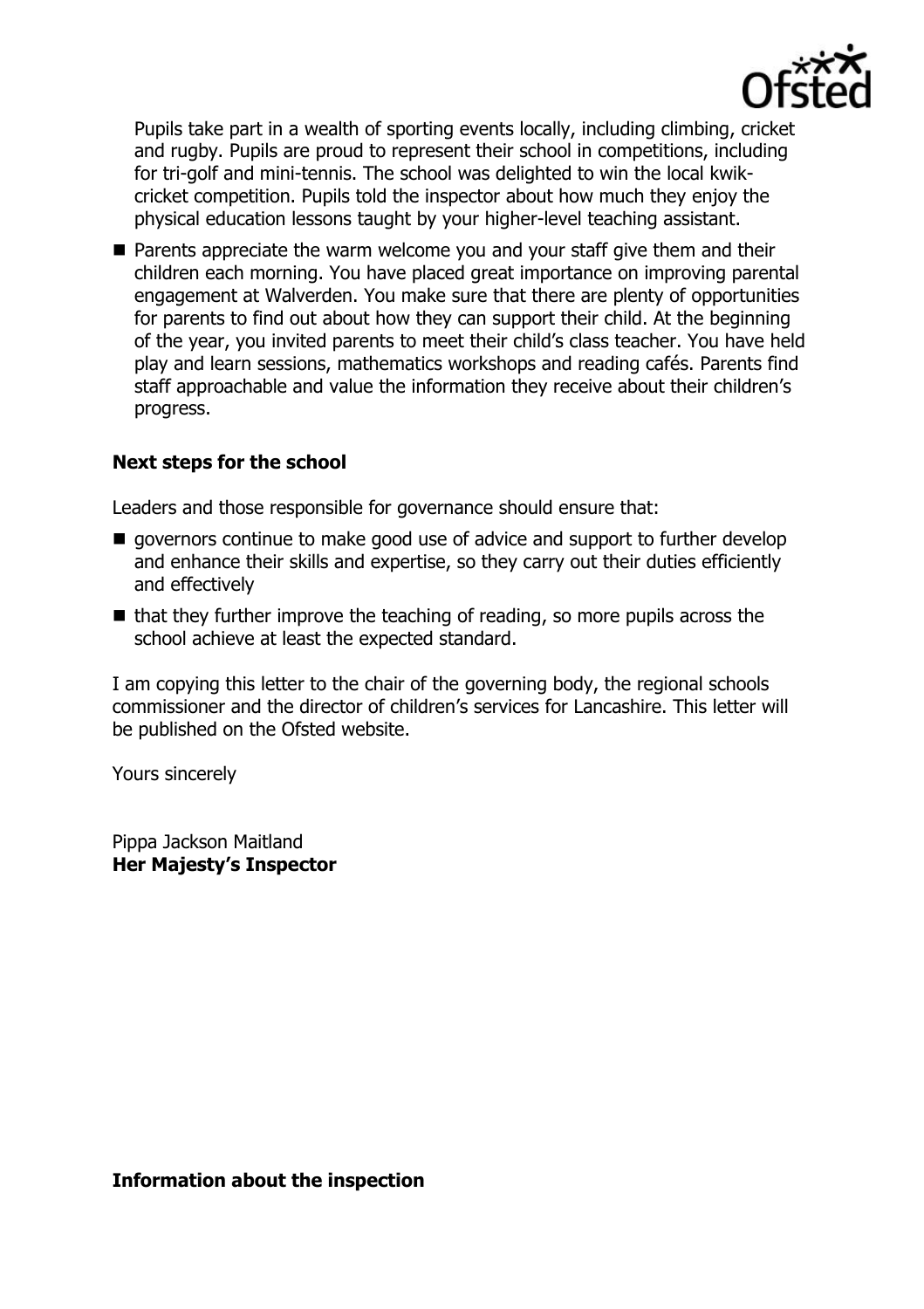Pupils take part in a wealth of sporting events locally, including climbing, cricket and rugby. Pupils are proud to represent their school in competitions, including for tri-golf and mini-tennis. The school was delighted to win the local kwik-cricket competition. Pupils told the inspector about how much they enjoy the physical education lessons taught by your higher-level teaching assistant.

- Parents appreciate the warm welcome you and your staff give them and their children each morning. You have placed great importance on improving parental engagement at Walverden. You make sure that there are plenty of opportunities for parents to find out about how they can support their child. At the beginning of the year, you invited parents to meet their child's class teacher. You have held play and learn sessions, mathematics workshops and reading cafés. Parents find staff approachable and value the information they receive about their children's progress.

**Next steps for the school**

Leaders and those responsible for governance should ensure that:

- governors continue to make good use of advice and support to further develop and enhance their skills and expertise, so they carry out their duties efficiently and effectively
- that they further improve the teaching of reading, so more pupils across the school achieve at least the expected standard.

I am copying this letter to the chair of the governing body, the regional schools commissioner and the director of children's services for Lancashire. This letter will be published on the Ofsted website.

Yours sincerely

Pippa Jackson Maitland
**Her Majesty's Inspector**

**Information about the inspection**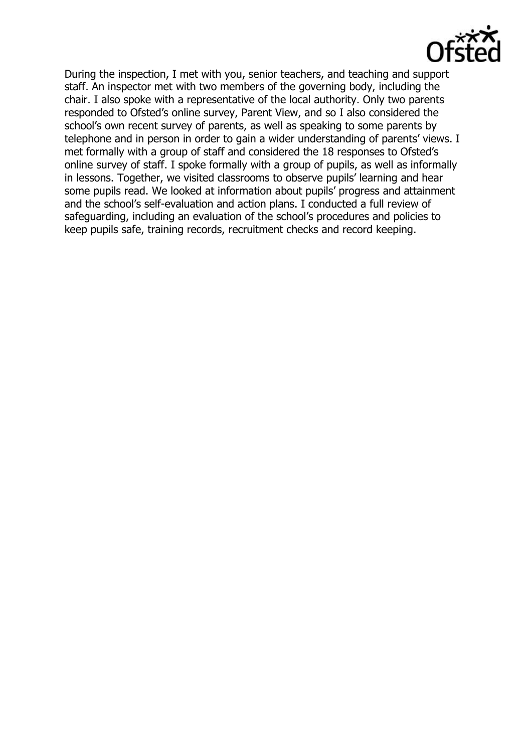During the inspection, I met with you, senior teachers, and teaching and support staff. An inspector met with two members of the governing body, including the chair. I also spoke with a representative of the local authority. Only two parents responded to Ofsted's online survey, Parent View, and so I also considered the school's own recent survey of parents, as well as speaking to some parents by telephone and in person in order to gain a wider understanding of parents' views. I met formally with a group of staff and considered the 18 responses to Ofsted's online survey of staff. I spoke formally with a group of pupils, as well as informally in lessons. Together, we visited classrooms to observe pupils' learning and hear some pupils read. We looked at information about pupils' progress and attainment and the school's self-evaluation and action plans. I conducted a full review of safeguarding, including an evaluation of the school's procedures and policies to keep pupils safe, training records, recruitment checks and record keeping.